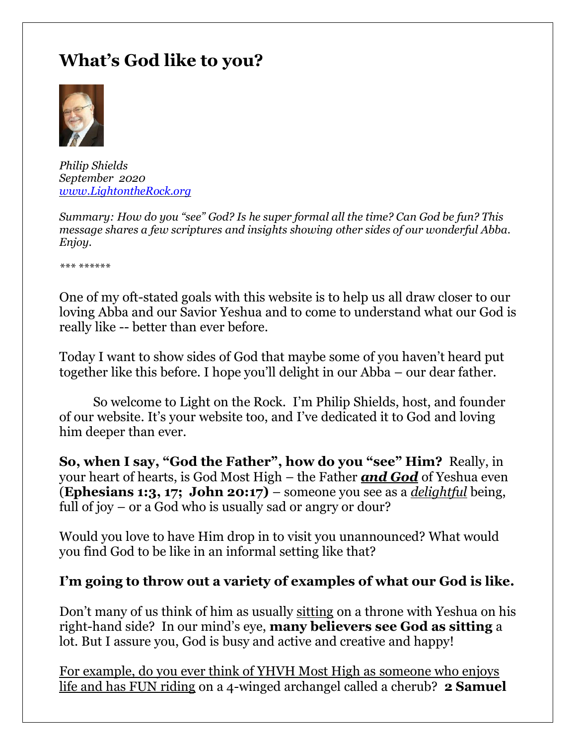# What's God like to you?

*Philip Shields*
*September 2020*
*[www.LightontheRock.org](http://www.LightontheRock.org)*

*Summary: How do you "see" God? Is he super formal all the time? Can God be fun? This message shares a few scriptures and insights showing other sides of our wonderful Abba. Enjoy.*

*\*\*\* \*\*\*\*\*\**

One of my oft-stated goals with this website is to help us all draw closer to our loving Abba and our Savior Yeshua and to come to understand what our God is really like -- better than ever before.

Today I want to show sides of God that maybe some of you haven't heard put together like this before. I hope you'll delight in our Abba – our dear father.

So welcome to Light on the Rock. I'm Philip Shields, host, and founder of our website. It's your website too, and I've dedicated it to God and loving him deeper than ever.

**So, when I say, "God the Father", how do you "see" Him?** Really, in your heart of hearts, is God Most High – the Father ***and God*** of Yeshua even (**Ephesians 1:3, 17; John 20:17**) – someone you see as a *delightful* being, full of joy – or a God who is usually sad or angry or dour?

Would you love to have Him drop in to visit you unannounced? What would you find God to be like in an informal setting like that?

**I'm going to throw out a variety of examples of what our God is like.**

Don't many of us think of him as usually sitting on a throne with Yeshua on his right-hand side? In our mind's eye, **many believers see God as sitting** a lot. But I assure you, God is busy and active and creative and happy!

For example, do you ever think of YHVH Most High as someone who enjoys life and has FUN riding on a 4-winged archangel called a cherub? **2 Samuel**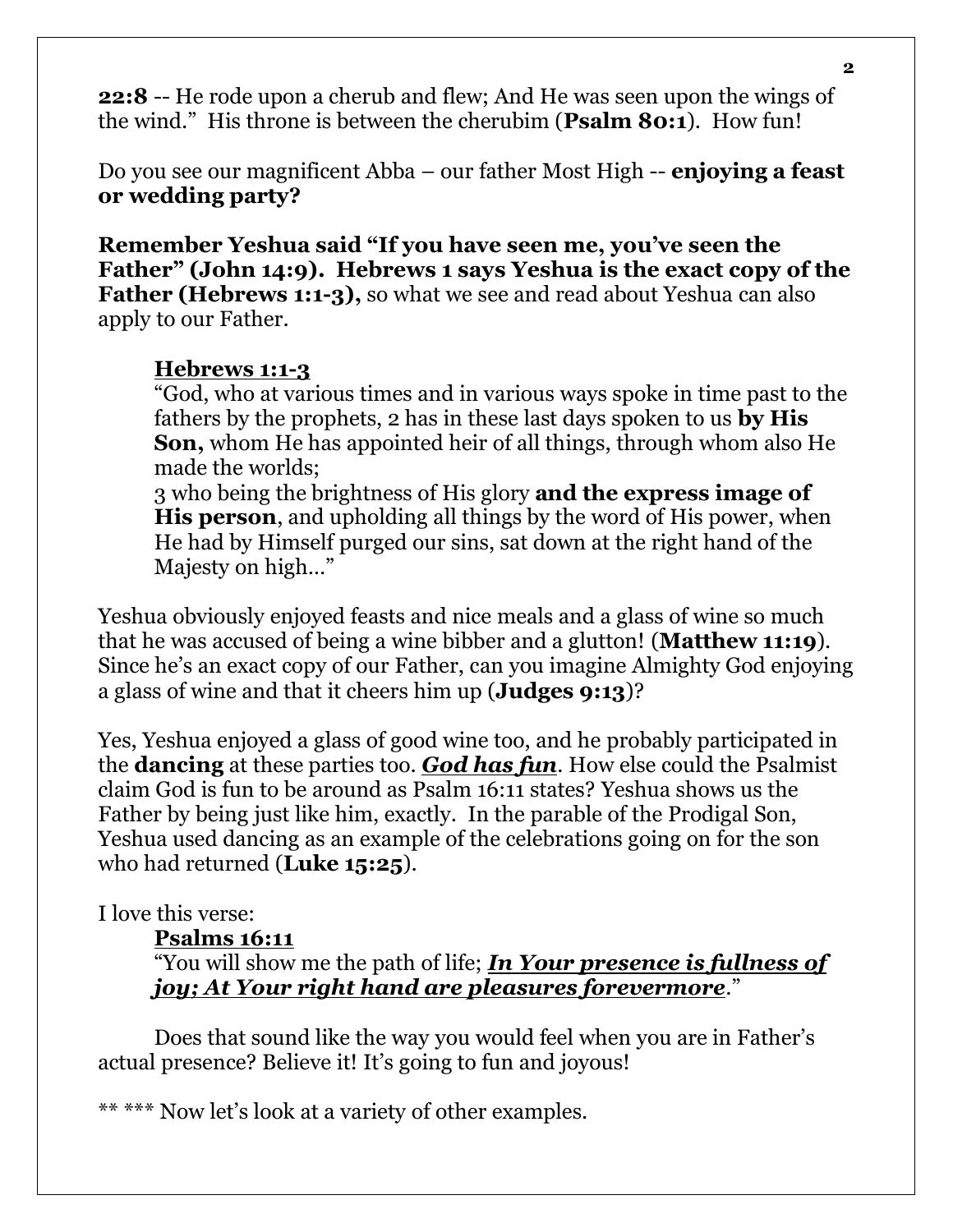**22:8** -- He rode upon a cherub and flew; And He was seen upon the wings of the wind." His throne is between the cherubim (**Psalm 80:1**). How fun!

Do you see our magnificent Abba – our father Most High -- **enjoying a feast or wedding party?**

**Remember Yeshua said "If you have seen me, you've seen the Father" (John 14:9). Hebrews 1 says Yeshua is the exact copy of the Father (Hebrews 1:1-3),** so what we see and read about Yeshua can also apply to our Father.

> <u>**Hebrews 1:1-3**</u>
> "God, who at various times and in various ways spoke in time past to the fathers by the prophets, 2 has in these last days spoken to us **by His Son,** whom He has appointed heir of all things, through whom also He made the worlds;
> 3 who being the brightness of His glory **and the express image of His person**, and upholding all things by the word of His power, when He had by Himself purged our sins, sat down at the right hand of the Majesty on high…"

Yeshua obviously enjoyed feasts and nice meals and a glass of wine so much that he was accused of being a wine bibber and a glutton! (**Matthew 11:19**). Since he's an exact copy of our Father, can you imagine Almighty God enjoying a glass of wine and that it cheers him up (**Judges 9:13**)?

Yes, Yeshua enjoyed a glass of good wine too, and he probably participated in the **dancing** at these parties too. <u>***God has fun***</u>. How else could the Psalmist claim God is fun to be around as Psalm 16:11 states? Yeshua shows us the Father by being just like him, exactly. In the parable of the Prodigal Son, Yeshua used dancing as an example of the celebrations going on for the son who had returned (**Luke 15:25**).

I love this verse:

> <u>**Psalms 16:11**</u>
> "You will show me the path of life; <u>***In Your presence is fullness of joy; At Your right hand are pleasures forevermore***</u>."

Does that sound like the way you would feel when you are in Father's actual presence? Believe it! It's going to fun and joyous!

** *** Now let's look at a variety of other examples.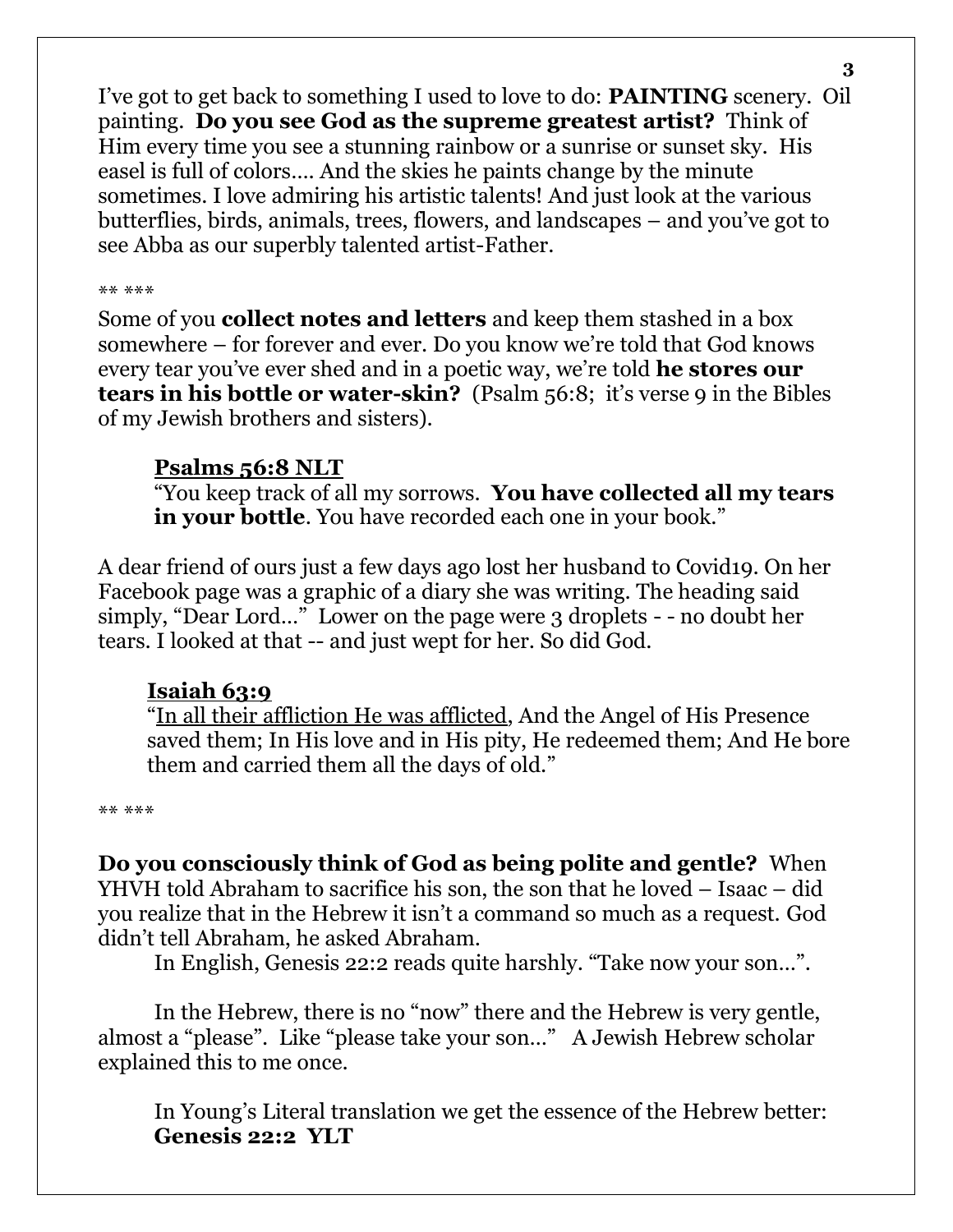I've got to get back to something I used to love to do: **PAINTING** scenery. Oil painting. **Do you see God as the supreme greatest artist?** Think of Him every time you see a stunning rainbow or a sunrise or sunset sky. His easel is full of colors…. And the skies he paints change by the minute sometimes. I love admiring his artistic talents! And just look at the various butterflies, birds, animals, trees, flowers, and landscapes – and you've got to see Abba as our superbly talented artist-Father.

** ***

Some of you **collect notes and letters** and keep them stashed in a box somewhere – for forever and ever. Do you know we're told that God knows every tear you've ever shed and in a poetic way, we're told **he stores our tears in his bottle or water-skin?** (Psalm 56:8; it's verse 9 in the Bibles of my Jewish brothers and sisters).

> **<u>Psalms 56:8 NLT</u>**
> "You keep track of all my sorrows. **You have collected all my tears in your bottle**. You have recorded each one in your book."

A dear friend of ours just a few days ago lost her husband to Covid19. On her Facebook page was a graphic of a diary she was writing. The heading said simply, "Dear Lord…" Lower on the page were 3 droplets - - no doubt her tears. I looked at that -- and just wept for her. So did God.

> **<u>Isaiah 63:9</u>**
> "<u>In all their affliction He was afflicted</u>, And the Angel of His Presence saved them; In His love and in His pity, He redeemed them; And He bore them and carried them all the days of old."

** ***

**Do you consciously think of God as being polite and gentle?** When YHVH told Abraham to sacrifice his son, the son that he loved – Isaac – did you realize that in the Hebrew it isn't a command so much as a request. God didn't tell Abraham, he asked Abraham.

In English, Genesis 22:2 reads quite harshly. "Take now your son…".

In the Hebrew, there is no "now" there and the Hebrew is very gentle, almost a "please". Like "please take your son…" A Jewish Hebrew scholar explained this to me once.

In Young's Literal translation we get the essence of the Hebrew better:
**Genesis 22:2 YLT**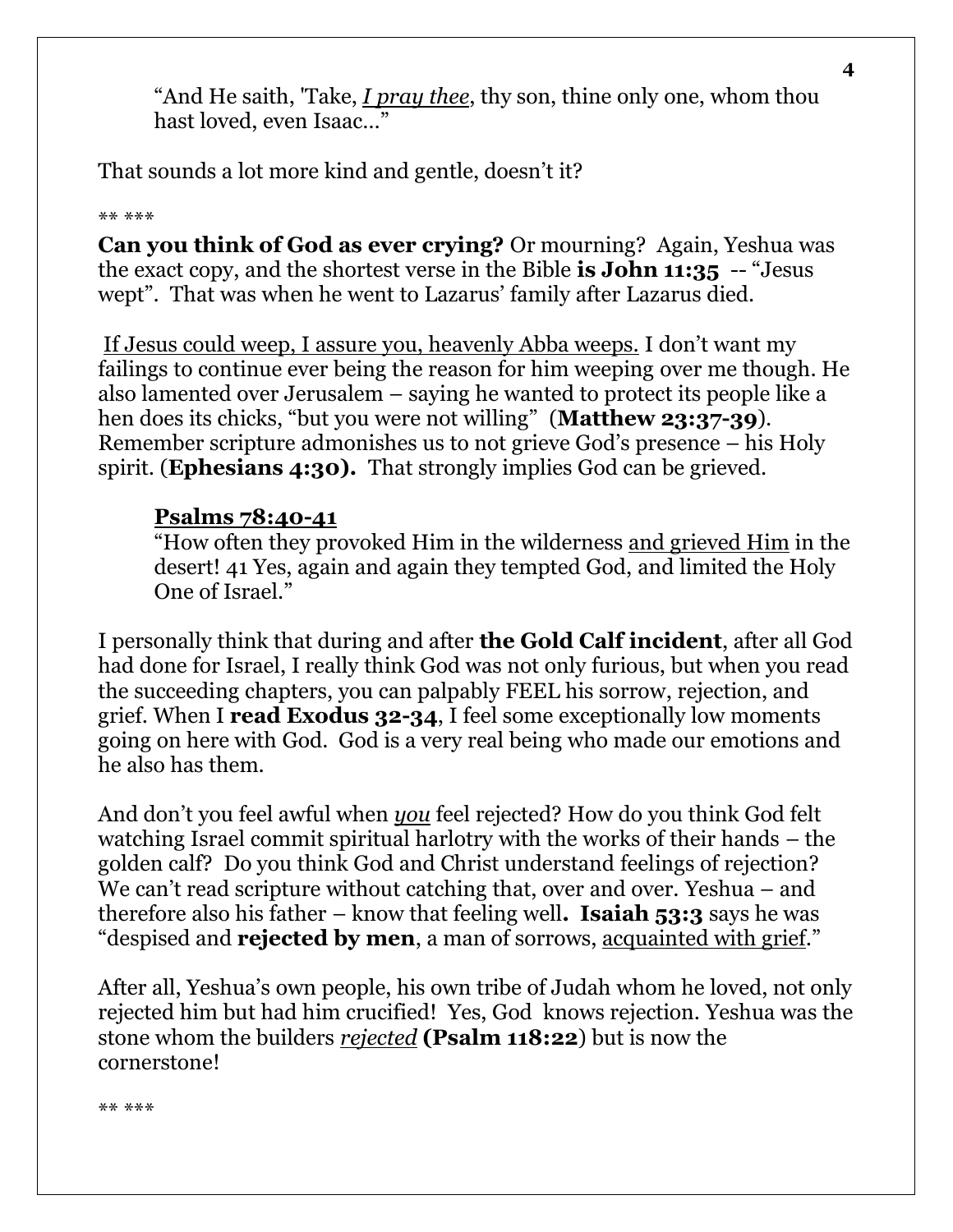"And He saith, 'Take, <u>*I pray thee*</u>, thy son, thine only one, whom thou hast loved, even Isaac..."

That sounds a lot more kind and gentle, doesn't it?

** ***

**Can you think of God as ever crying?** Or mourning? Again, Yeshua was the exact copy, and the shortest verse in the Bible **is John 11:35** -- "Jesus wept". That was when he went to Lazarus' family after Lazarus died.

<u>If Jesus could weep, I assure you, heavenly Abba weeps.</u> I don't want my failings to continue ever being the reason for him weeping over me though. He also lamented over Jerusalem – saying he wanted to protect its people like a hen does its chicks, "but you were not willing" (**Matthew 23:37-39**). Remember scripture admonishes us to not grieve God's presence – his Holy spirit. (**Ephesians 4:30).** That strongly implies God can be grieved.

**<u>Psalms 78:40-41</u>**
"How often they provoked Him in the wilderness <u>and grieved Him</u> in the desert! 41 Yes, again and again they tempted God, and limited the Holy One of Israel."

I personally think that during and after **the Gold Calf incident**, after all God had done for Israel, I really think God was not only furious, but when you read the succeeding chapters, you can palpably FEEL his sorrow, rejection, and grief. When I **read Exodus 32-34**, I feel some exceptionally low moments going on here with God. God is a very real being who made our emotions and he also has them.

And don't you feel awful when <u>*you*</u> feel rejected? How do you think God felt watching Israel commit spiritual harlotry with the works of their hands – the golden calf? Do you think God and Christ understand feelings of rejection? We can't read scripture without catching that, over and over. Yeshua – and therefore also his father – know that feeling well**. Isaiah 53:3** says he was "despised and **rejected by men**, a man of sorrows, <u>acquainted with grief</u>."

After all, Yeshua's own people, his own tribe of Judah whom he loved, not only rejected him but had him crucified! Yes, God knows rejection. Yeshua was the stone whom the builders <u>*rejected*</u> **(Psalm 118:22**) but is now the cornerstone!

** ***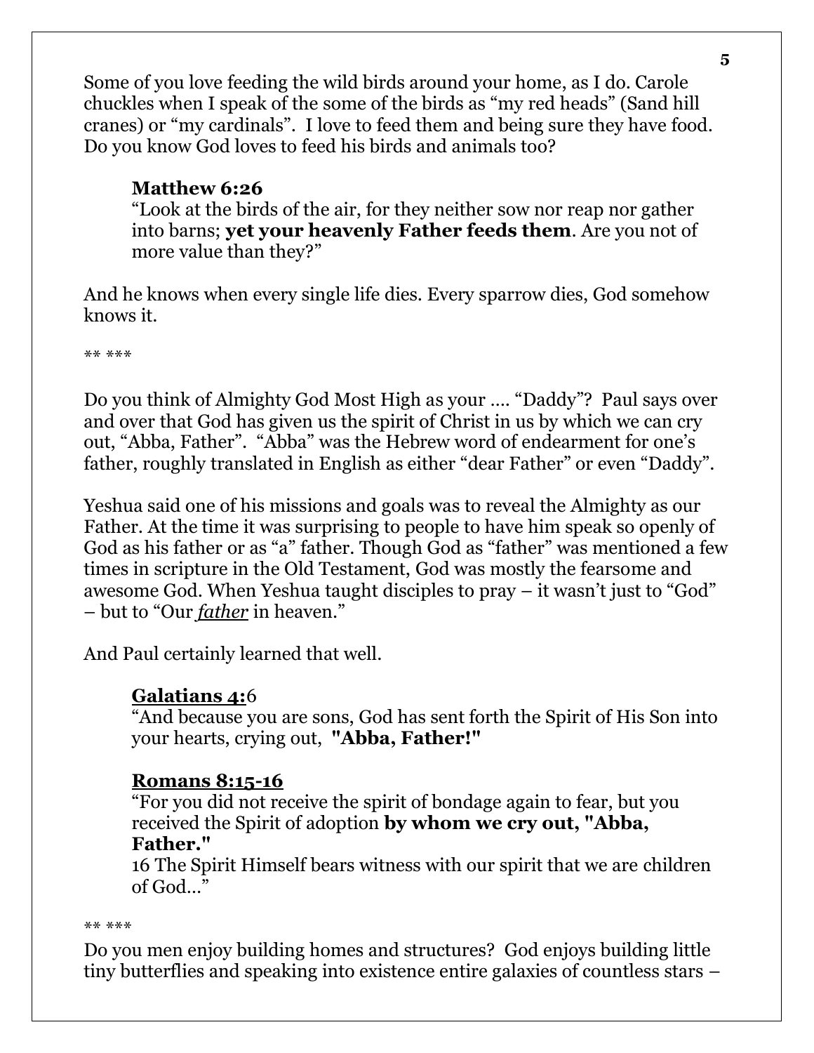Some of you love feeding the wild birds around your home, as I do. Carole chuckles when I speak of the some of the birds as "my red heads" (Sand hill cranes) or "my cardinals". I love to feed them and being sure they have food. Do you know God loves to feed his birds and animals too?

> **Matthew 6:26**
> "Look at the birds of the air, for they neither sow nor reap nor gather into barns; **yet your heavenly Father feeds them**. Are you not of more value than they?"

And he knows when every single life dies. Every sparrow dies, God somehow knows it.

** ***

Do you think of Almighty God Most High as your .... "Daddy"? Paul says over and over that God has given us the spirit of Christ in us by which we can cry out, "Abba, Father". "Abba" was the Hebrew word of endearment for one's father, roughly translated in English as either "dear Father" or even "Daddy".

Yeshua said one of his missions and goals was to reveal the Almighty as our Father. At the time it was surprising to people to have him speak so openly of God as his father or as "a" father. Though God as "father" was mentioned a few times in scripture in the Old Testament, God was mostly the fearsome and awesome God. When Yeshua taught disciples to pray – it wasn't just to "God" – but to "Our ***father*** in heaven."

And Paul certainly learned that well.

> **Galatians 4:**6
> "And because you are sons, God has sent forth the Spirit of His Son into your hearts, crying out, **"Abba, Father!"**

> **Romans 8:15-16**
> "For you did not receive the spirit of bondage again to fear, but you received the Spirit of adoption **by whom we cry out, "Abba, Father."**
> 16 The Spirit Himself bears witness with our spirit that we are children of God..."

** ***

Do you men enjoy building homes and structures? God enjoys building little tiny butterflies and speaking into existence entire galaxies of countless stars –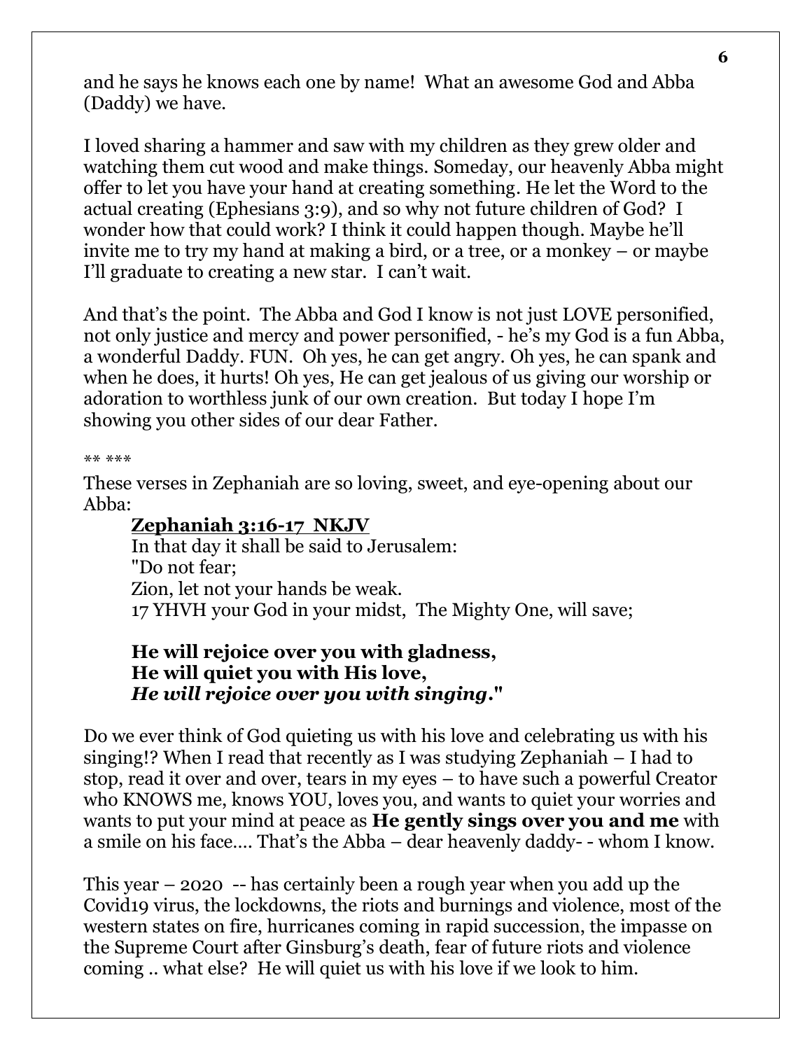and he says he knows each one by name! What an awesome God and Abba (Daddy) we have.

I loved sharing a hammer and saw with my children as they grew older and watching them cut wood and make things. Someday, our heavenly Abba might offer to let you have your hand at creating something. He let the Word to the actual creating (Ephesians 3:9), and so why not future children of God? I wonder how that could work? I think it could happen though. Maybe he'll invite me to try my hand at making a bird, or a tree, or a monkey – or maybe I'll graduate to creating a new star. I can't wait.

And that's the point. The Abba and God I know is not just LOVE personified, not only justice and mercy and power personified, - he's my God is a fun Abba, a wonderful Daddy. FUN. Oh yes, he can get angry. Oh yes, he can spank and when he does, it hurts! Oh yes, He can get jealous of us giving our worship or adoration to worthless junk of our own creation. But today I hope I'm showing you other sides of our dear Father.

** ***

These verses in Zephaniah are so loving, sweet, and eye-opening about our Abba:

> **Zephaniah 3:16-17 NKJV**
> In that day it shall be said to Jerusalem:
> "Do not fear;
> Zion, let not your hands be weak.
> 17 YHVH your God in your midst, The Mighty One, will save;
>
> **He will rejoice over you with gladness,**
> **He will quiet you with His love,**
> ***He will rejoice over you with singing*."**

Do we ever think of God quieting us with his love and celebrating us with his singing!? When I read that recently as I was studying Zephaniah – I had to stop, read it over and over, tears in my eyes – to have such a powerful Creator who KNOWS me, knows YOU, loves you, and wants to quiet your worries and wants to put your mind at peace as **He gently sings over you and me** with a smile on his face.... That's the Abba – dear heavenly daddy- - whom I know.

This year – 2020 -- has certainly been a rough year when you add up the Covid19 virus, the lockdowns, the riots and burnings and violence, most of the western states on fire, hurricanes coming in rapid succession, the impasse on the Supreme Court after Ginsburg's death, fear of future riots and violence coming .. what else? He will quiet us with his love if we look to him.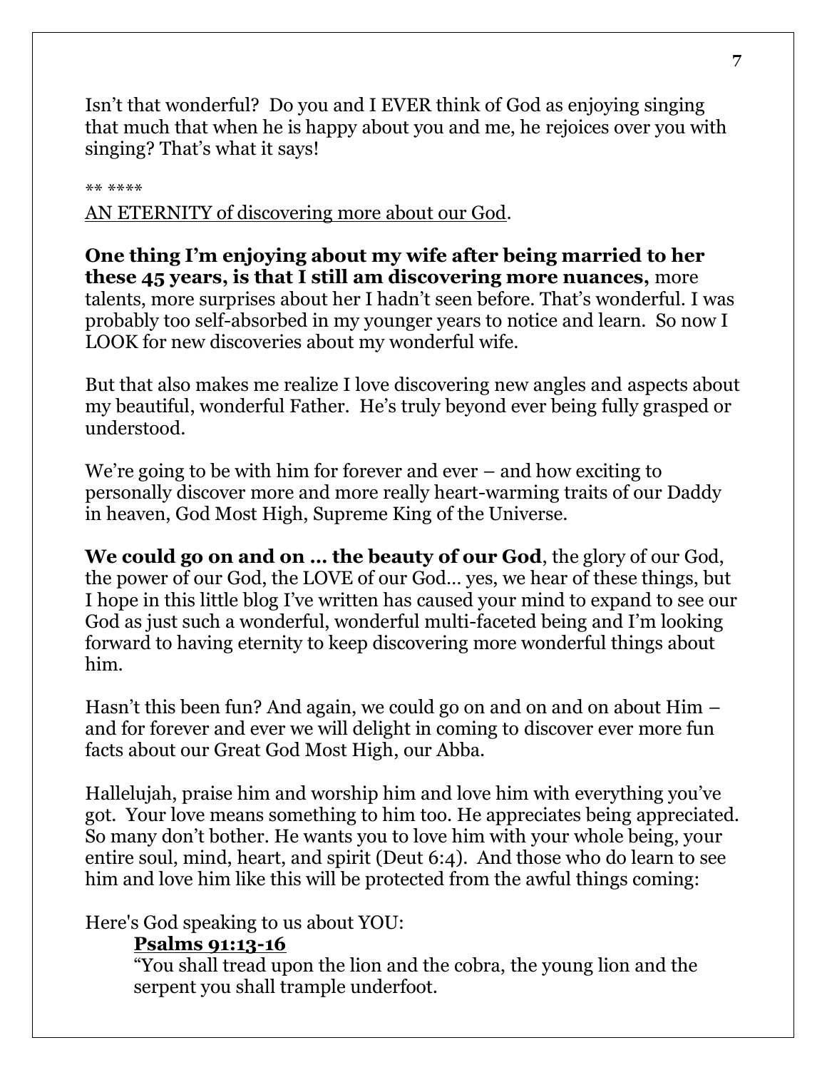Isn't that wonderful? Do you and I EVER think of God as enjoying singing that much that when he is happy about you and me, he rejoices over you with singing? That's what it says!

** ****

<u>AN ETERNITY of discovering more about our God</u>.

**One thing I'm enjoying about my wife after being married to her these 45 years, is that I still am discovering more nuances,** more talents, more surprises about her I hadn't seen before. That's wonderful. I was probably too self-absorbed in my younger years to notice and learn. So now I LOOK for new discoveries about my wonderful wife.

But that also makes me realize I love discovering new angles and aspects about my beautiful, wonderful Father. He's truly beyond ever being fully grasped or understood.

We're going to be with him for forever and ever – and how exciting to personally discover more and more really heart-warming traits of our Daddy in heaven, God Most High, Supreme King of the Universe.

**We could go on and on … the beauty of our God**, the glory of our God, the power of our God, the LOVE of our God… yes, we hear of these things, but I hope in this little blog I've written has caused your mind to expand to see our God as just such a wonderful, wonderful multi-faceted being and I'm looking forward to having eternity to keep discovering more wonderful things about him.

Hasn't this been fun? And again, we could go on and on and on about Him – and for forever and ever we will delight in coming to discover ever more fun facts about our Great God Most High, our Abba.

Hallelujah, praise him and worship him and love him with everything you've got. Your love means something to him too. He appreciates being appreciated. So many don't bother. He wants you to love him with your whole being, your entire soul, mind, heart, and spirit (Deut 6:4). And those who do learn to see him and love him like this will be protected from the awful things coming:

Here's God speaking to us about YOU:

> **<u>Psalms 91:13-16</u>**
> "You shall tread upon the lion and the cobra, the young lion and the serpent you shall trample underfoot.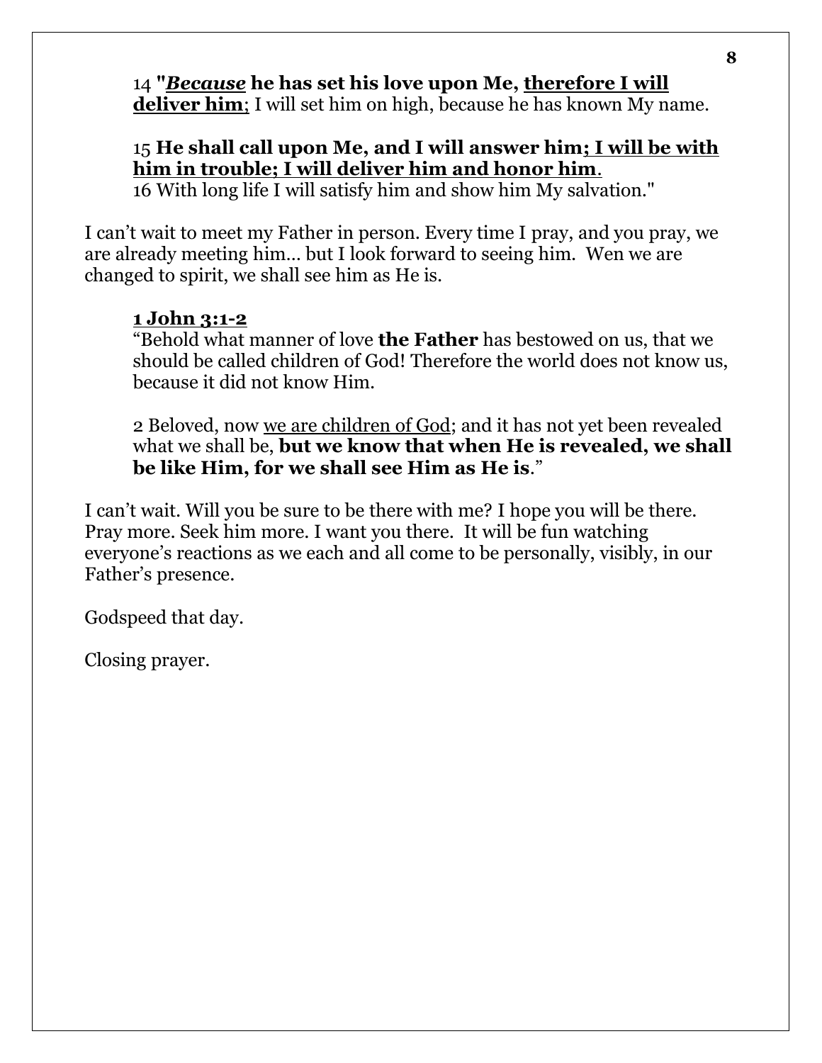14 **"*Because* he has set his love upon Me, therefore I will deliver him**; I will set him on high, because he has known My name.

15 **He shall call upon Me, and I will answer him; I will be with him in trouble; I will deliver him and honor him**.
16 With long life I will satisfy him and show him My salvation."

I can't wait to meet my Father in person. Every time I pray, and you pray, we are already meeting him… but I look forward to seeing him. Wen we are changed to spirit, we shall see him as He is.

**1 John 3:1-2**
"Behold what manner of love **the Father** has bestowed on us, that we should be called children of God! Therefore the world does not know us, because it did not know Him.

2 Beloved, now we are children of God; and it has not yet been revealed what we shall be, **but we know that when He is revealed, we shall be like Him, for we shall see Him as He is**."

I can't wait. Will you be sure to be there with me? I hope you will be there. Pray more. Seek him more. I want you there. It will be fun watching everyone's reactions as we each and all come to be personally, visibly, in our Father's presence.

Godspeed that day.

Closing prayer.